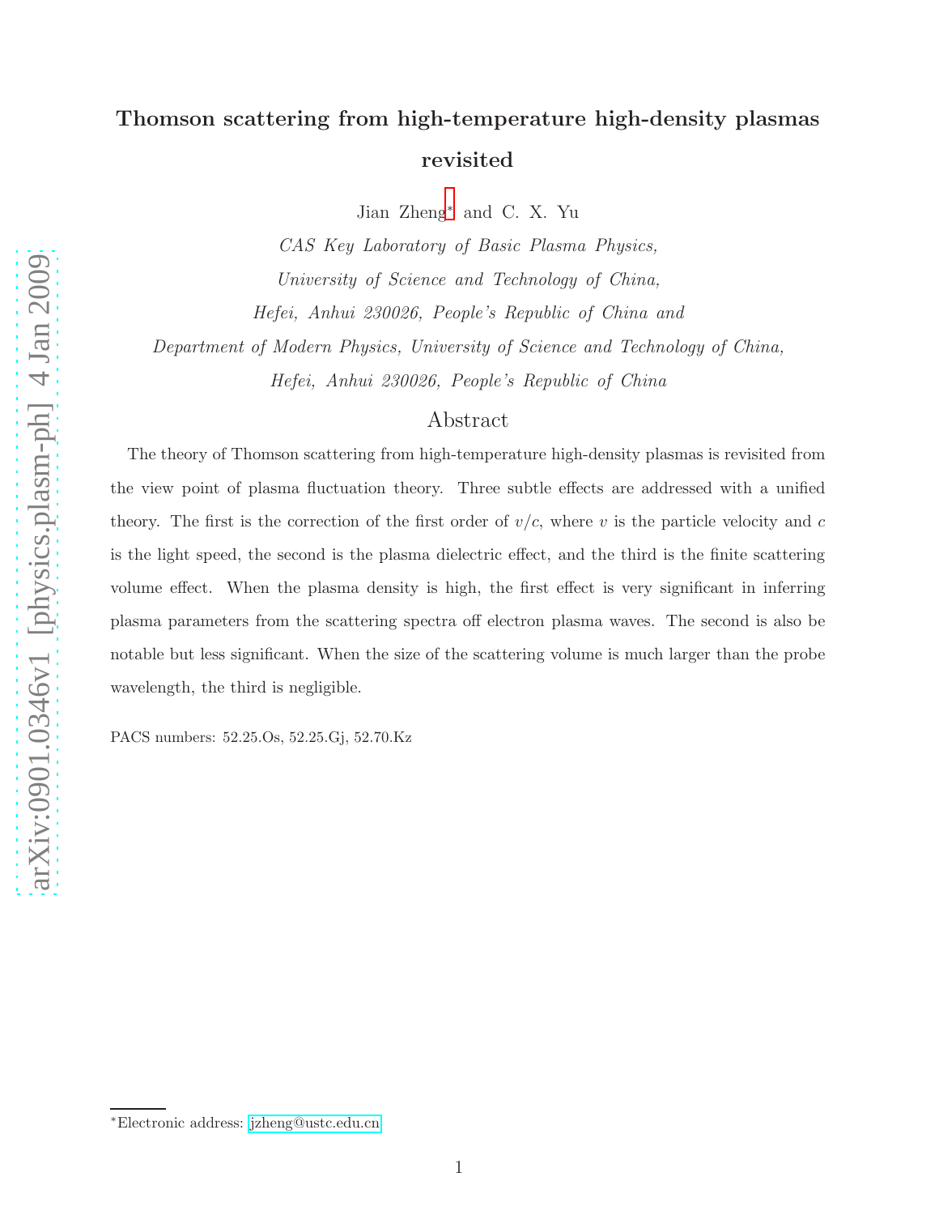# Thomson scattering from high-temperature high-density plasmas revisited

Jian Zheng[*] and C. X. Yu

*CAS Key Laboratory of Basic Plasma Physics,*
*University of Science and Technology of China,*
*Hefei, Anhui 230026, People's Republic of China and*
*Department of Modern Physics, University of Science and Technology of China,*
*Hefei, Anhui 230026, People's Republic of China*

## Abstract

The theory of Thomson scattering from high-temperature high-density plasmas is revisited from the view point of plasma fluctuation theory. Three subtle effects are addressed with a unified theory. The first is the correction of the first order of $v/c$, where $v$ is the particle velocity and $c$ is the light speed, the second is the plasma dielectric effect, and the third is the finite scattering volume effect. When the plasma density is high, the first effect is very significant in inferring plasma parameters from the scattering spectra off electron plasma waves. The second is also be notable but less significant. When the size of the scattering volume is much larger than the probe wavelength, the third is negligible.

PACS numbers: 52.25.Os, 52.25.Gj, 52.70.Kz

[*] Electronic address: jzheng@ustc.edu.cn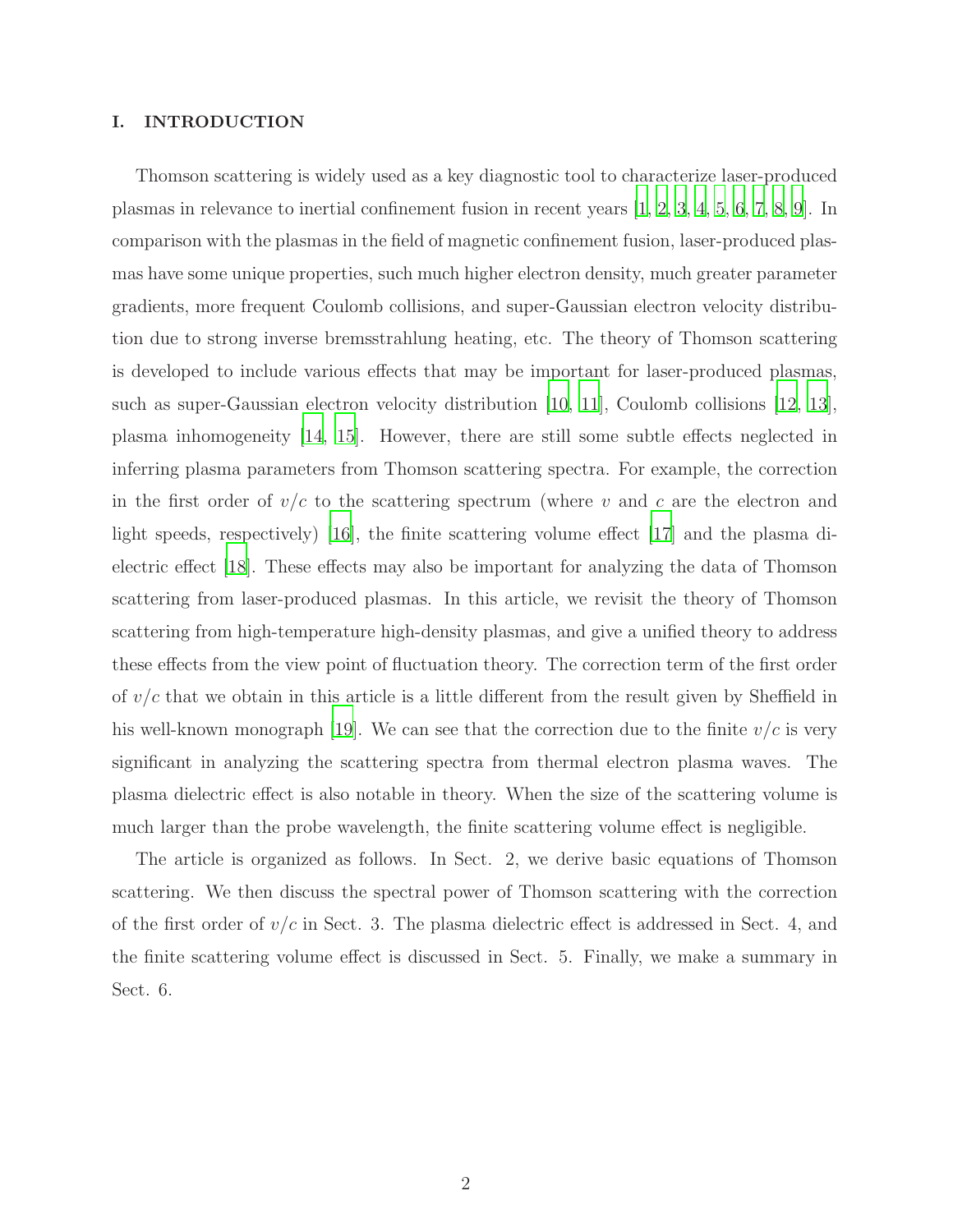# I. INTRODUCTION

Thomson scattering is widely used as a key diagnostic tool to characterize laser-produced plasmas in relevance to inertial confinement fusion in recent years [1, 2, 3, 4, 5, 6, 7, 8, 9]. In comparison with the plasmas in the field of magnetic confinement fusion, laser-produced plasmas have some unique properties, such much higher electron density, much greater parameter gradients, more frequent Coulomb collisions, and super-Gaussian electron velocity distribution due to strong inverse bremsstrahlung heating, etc. The theory of Thomson scattering is developed to include various effects that may be important for laser-produced plasmas, such as super-Gaussian electron velocity distribution [10, 11], Coulomb collisions [12, 13], plasma inhomogeneity [14, 15]. However, there are still some subtle effects neglected in inferring plasma parameters from Thomson scattering spectra. For example, the correction in the first order of $v/c$ to the scattering spectrum (where $v$ and $c$ are the electron and light speeds, respectively) [16], the finite scattering volume effect [17] and the plasma dielectric effect [18]. These effects may also be important for analyzing the data of Thomson scattering from laser-produced plasmas. In this article, we revisit the theory of Thomson scattering from high-temperature high-density plasmas, and give a unified theory to address these effects from the view point of fluctuation theory. The correction term of the first order of $v/c$ that we obtain in this article is a little different from the result given by Sheffield in his well-known monograph [19]. We can see that the correction due to the finite $v/c$ is very significant in analyzing the scattering spectra from thermal electron plasma waves. The plasma dielectric effect is also notable in theory. When the size of the scattering volume is much larger than the probe wavelength, the finite scattering volume effect is negligible.

The article is organized as follows. In Sect. 2, we derive basic equations of Thomson scattering. We then discuss the spectral power of Thomson scattering with the correction of the first order of $v/c$ in Sect. 3. The plasma dielectric effect is addressed in Sect. 4, and the finite scattering volume effect is discussed in Sect. 5. Finally, we make a summary in Sect. 6.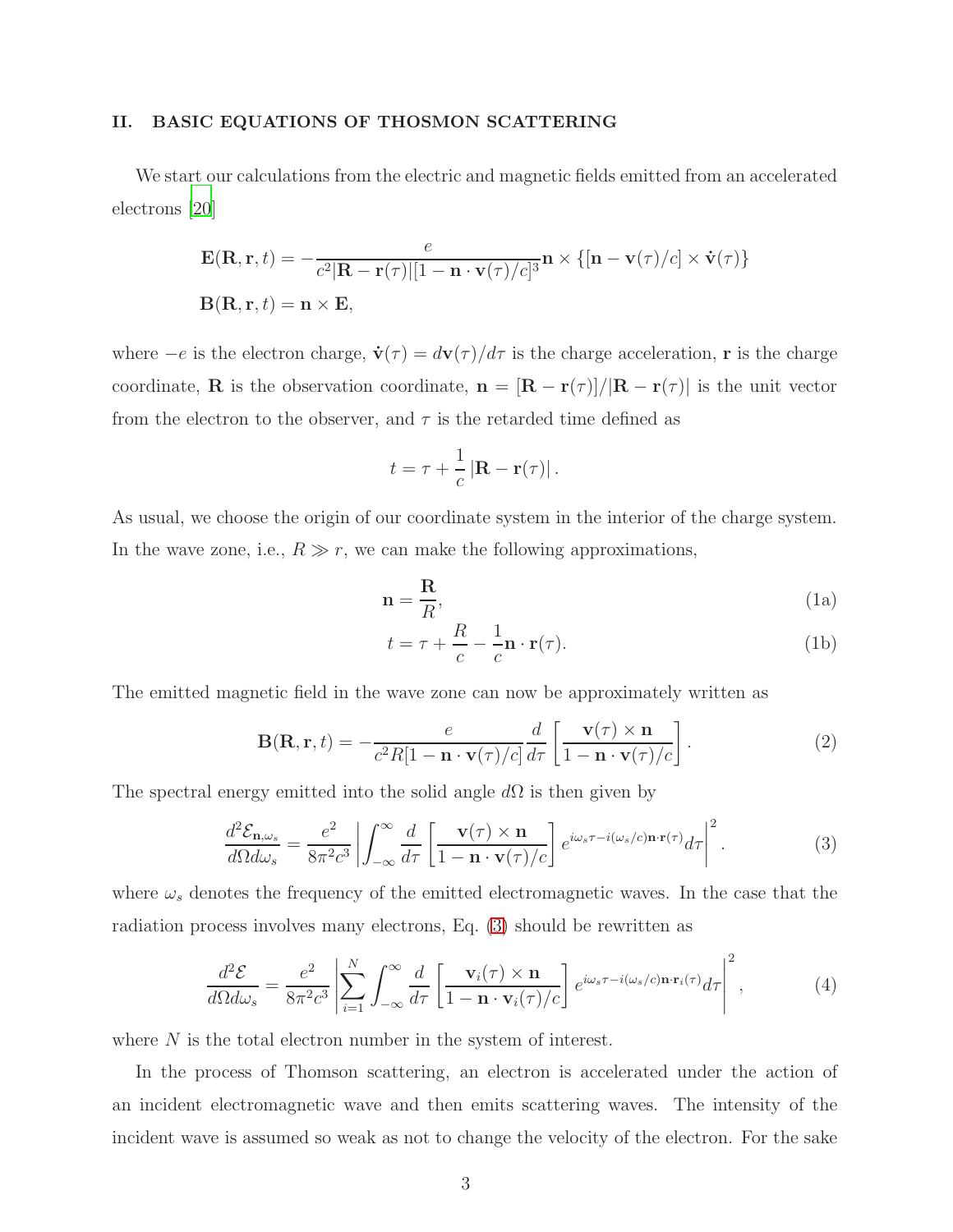## II. BASIC EQUATIONS OF THOSMON SCATTERING

We start our calculations from the electric and magnetic fields emitted from an accelerated electrons [20]

$$\mathbf{E}(\mathbf{R}, \mathbf{r}, t) = -\frac{e}{c^2|\mathbf{R} - \mathbf{r}(\tau)|[1 - \mathbf{n} \cdot \mathbf{v}(\tau)/c]^3} \mathbf{n} \times \{[\mathbf{n} - \mathbf{v}(\tau)/c] \times \dot{\mathbf{v}}(\tau)\}$$

$$\mathbf{B}(\mathbf{R}, \mathbf{r}, t) = \mathbf{n} \times \mathbf{E},$$

where $-e$ is the electron charge, $\dot{\mathbf{v}}(\tau) = d\mathbf{v}(\tau)/d\tau$ is the charge acceleration, $\mathbf{r}$ is the charge coordinate, $\mathbf{R}$ is the observation coordinate, $\mathbf{n} = [\mathbf{R} - \mathbf{r}(\tau)]/|\mathbf{R} - \mathbf{r}(\tau)|$ is the unit vector from the electron to the observer, and $\tau$ is the retarded time defined as

$$t = \tau + \frac{1}{c}|\mathbf{R} - \mathbf{r}(\tau)|.$$

As usual, we choose the origin of our coordinate system in the interior of the charge system. In the wave zone, i.e., $R \gg r$, we can make the following approximations,

$$\mathbf{n} = \frac{\mathbf{R}}{R}, \tag{1a}$$

$$t = \tau + \frac{R}{c} - \frac{1}{c}\mathbf{n} \cdot \mathbf{r}(\tau). \tag{1b}$$

The emitted magnetic field in the wave zone can now be approximately written as

$$\mathbf{B}(\mathbf{R}, \mathbf{r}, t) = -\frac{e}{c^2 R[1 - \mathbf{n} \cdot \mathbf{v}(\tau)/c]} \frac{d}{d\tau}\left[\frac{\mathbf{v}(\tau) \times \mathbf{n}}{1 - \mathbf{n} \cdot \mathbf{v}(\tau)/c}\right]. \tag{2}$$

The spectral energy emitted into the solid angle $d\Omega$ is then given by

$$\frac{d^2\mathcal{E}_{\mathbf{n},\omega_s}}{d\Omega d\omega_s} = \frac{e^2}{8\pi^2 c^3}\left|\int_{-\infty}^{\infty} \frac{d}{d\tau}\left[\frac{\mathbf{v}(\tau) \times \mathbf{n}}{1 - \mathbf{n} \cdot \mathbf{v}(\tau)/c}\right] e^{i\omega_s \tau - i(\omega_s/c)\mathbf{n} \cdot \mathbf{r}(\tau)} d\tau\right|^2. \tag{3}$$

where $\omega_s$ denotes the frequency of the emitted electromagnetic waves. In the case that the radiation process involves many electrons, Eq. (3) should be rewritten as

$$\frac{d^2\mathcal{E}}{d\Omega d\omega_s} = \frac{e^2}{8\pi^2 c^3}\left|\sum_{i=1}^{N}\int_{-\infty}^{\infty} \frac{d}{d\tau}\left[\frac{\mathbf{v}_i(\tau) \times \mathbf{n}}{1 - \mathbf{n} \cdot \mathbf{v}_i(\tau)/c}\right] e^{i\omega_s \tau - i(\omega_s/c)\mathbf{n} \cdot \mathbf{r}_i(\tau)} d\tau\right|^2, \tag{4}$$

where $N$ is the total electron number in the system of interest.

In the process of Thomson scattering, an electron is accelerated under the action of an incident electromagnetic wave and then emits scattering waves. The intensity of the incident wave is assumed so weak as not to change the velocity of the electron. For the sake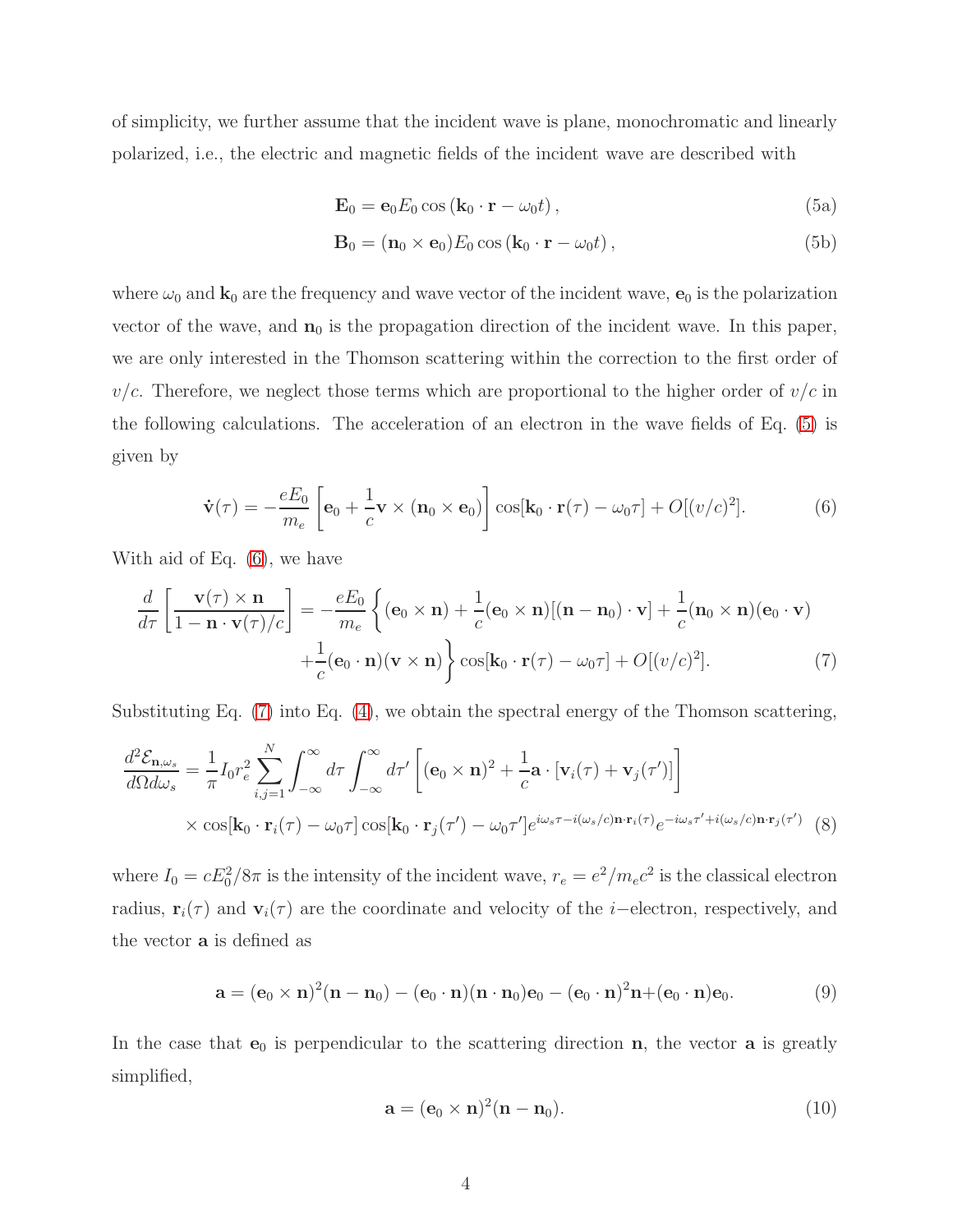of simplicity, we further assume that the incident wave is plane, monochromatic and linearly polarized, i.e., the electric and magnetic fields of the incident wave are described with

$$\mathbf{E}_0 = \mathbf{e}_0 E_0 \cos\left(\mathbf{k}_0 \cdot \mathbf{r} - \omega_0 t\right), \tag{5a}$$

$$\mathbf{B}_0 = (\mathbf{n}_0 \times \mathbf{e}_0) E_0 \cos\left(\mathbf{k}_0 \cdot \mathbf{r} - \omega_0 t\right), \tag{5b}$$

where $\omega_0$ and $\mathbf{k}_0$ are the frequency and wave vector of the incident wave, $\mathbf{e}_0$ is the polarization vector of the wave, and $\mathbf{n}_0$ is the propagation direction of the incident wave. In this paper, we are only interested in the Thomson scattering within the correction to the first order of $v/c$. Therefore, we neglect those terms which are proportional to the higher order of $v/c$ in the following calculations. The acceleration of an electron in the wave fields of Eq. (5) is given by

$$\dot{\mathbf{v}}(\tau) = -\frac{eE_0}{m_e}\left[\mathbf{e}_0 + \frac{1}{c}\mathbf{v} \times (\mathbf{n}_0 \times \mathbf{e}_0)\right]\cos[\mathbf{k}_0 \cdot \mathbf{r}(\tau) - \omega_0 \tau] + O[(v/c)^2]. \tag{6}$$

With aid of Eq. (6), we have

$$\begin{aligned}\frac{d}{d\tau}\left[\frac{\mathbf{v}(\tau) \times \mathbf{n}}{1 - \mathbf{n} \cdot \mathbf{v}(\tau)/c}\right] = -\frac{eE_0}{m_e}\bigg\{&(\mathbf{e}_0 \times \mathbf{n}) + \frac{1}{c}(\mathbf{e}_0 \times \mathbf{n})[(\mathbf{n} - \mathbf{n}_0)\cdot \mathbf{v}] + \frac{1}{c}(\mathbf{n}_0 \times \mathbf{n})(\mathbf{e}_0 \cdot \mathbf{v}) \\ &+ \frac{1}{c}(\mathbf{e}_0 \cdot \mathbf{n})(\mathbf{v} \times \mathbf{n})\bigg\}\cos[\mathbf{k}_0 \cdot \mathbf{r}(\tau) - \omega_0 \tau] + O[(v/c)^2]. \end{aligned} \tag{7}$$

Substituting Eq. (7) into Eq. (4), we obtain the spectral energy of the Thomson scattering,

$$\begin{aligned}\frac{d^2 \mathcal{E}_{\mathbf{n},\omega_s}}{d\Omega d\omega_s} = \frac{1}{\pi} I_0 r_e^2 \sum_{i,j=1}^{N} \int_{-\infty}^{\infty} d\tau \int_{-\infty}^{\infty} d\tau' \left[(\mathbf{e}_0 \times \mathbf{n})^2 + \frac{1}{c}\mathbf{a} \cdot [\mathbf{v}_i(\tau) + \mathbf{v}_j(\tau')]\right] \\ \times \cos[\mathbf{k}_0 \cdot \mathbf{r}_i(\tau) - \omega_0 \tau] \cos[\mathbf{k}_0 \cdot \mathbf{r}_j(\tau') - \omega_0 \tau'] e^{i\omega_s \tau - i(\omega_s/c)\mathbf{n}\cdot\mathbf{r}_i(\tau)} e^{-i\omega_s \tau' + i(\omega_s/c)\mathbf{n}\cdot\mathbf{r}_j(\tau')}\end{aligned} \tag{8}$$

where $I_0 = cE_0^2/8\pi$ is the intensity of the incident wave, $r_e = e^2/m_e c^2$ is the classical electron radius, $\mathbf{r}_i(\tau)$ and $\mathbf{v}_i(\tau)$ are the coordinate and velocity of the $i-$electron, respectively, and the vector $\mathbf{a}$ is defined as

$$\mathbf{a} = (\mathbf{e}_0 \times \mathbf{n})^2(\mathbf{n} - \mathbf{n}_0) - (\mathbf{e}_0 \cdot \mathbf{n})(\mathbf{n} \cdot \mathbf{n}_0)\mathbf{e}_0 - (\mathbf{e}_0 \cdot \mathbf{n})^2 \mathbf{n} + (\mathbf{e}_0 \cdot \mathbf{n})\mathbf{e}_0. \tag{9}$$

In the case that $\mathbf{e}_0$ is perpendicular to the scattering direction $\mathbf{n}$, the vector $\mathbf{a}$ is greatly simplified,

$$\mathbf{a} = (\mathbf{e}_0 \times \mathbf{n})^2(\mathbf{n} - \mathbf{n}_0). \tag{10}$$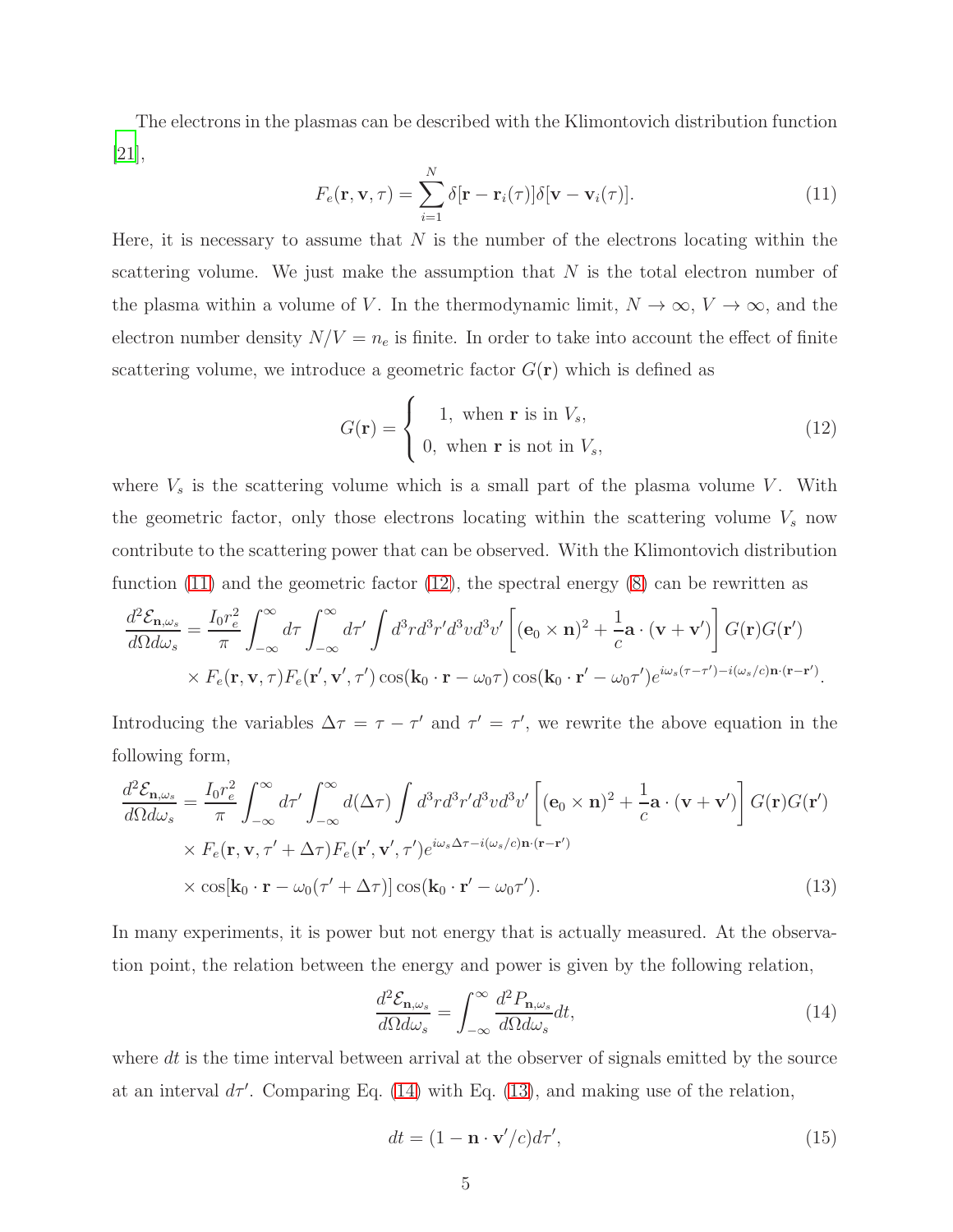The electrons in the plasmas can be described with the Klimontovich distribution function [21],

$$F_e(\mathbf{r}, \mathbf{v}, \tau) = \sum_{i=1}^{N} \delta[\mathbf{r} - \mathbf{r}_i(\tau)]\delta[\mathbf{v} - \mathbf{v}_i(\tau)]. \tag{11}$$

Here, it is necessary to assume that $N$ is the number of the electrons locating within the scattering volume. We just make the assumption that $N$ is the total electron number of the plasma within a volume of $V$. In the thermodynamic limit, $N \to \infty$, $V \to \infty$, and the electron number density $N/V = n_e$ is finite. In order to take into account the effect of finite scattering volume, we introduce a geometric factor $G(\mathbf{r})$ which is defined as

$$G(\mathbf{r}) = \begin{cases} 1, \text{ when } \mathbf{r} \text{ is in } V_s, \\ 0, \text{ when } \mathbf{r} \text{ is not in } V_s, \end{cases} \tag{12}$$

where $V_s$ is the scattering volume which is a small part of the plasma volume $V$. With the geometric factor, only those electrons locating within the scattering volume $V_s$ now contribute to the scattering power that can be observed. With the Klimontovich distribution function (11) and the geometric factor (12), the spectral energy (8) can be rewritten as

$$\begin{aligned}\frac{d^2\mathcal{E}_{\mathbf{n},\omega_s}}{d\Omega d\omega_s} = \frac{I_0 r_e^2}{\pi}\int_{-\infty}^{\infty} d\tau \int_{-\infty}^{\infty} d\tau' \int d^3r d^3r' d^3v d^3v' \left[(\mathbf{e}_0 \times \mathbf{n})^2 + \frac{1}{c}\mathbf{a}\cdot(\mathbf{v}+\mathbf{v}')\right] G(\mathbf{r})G(\mathbf{r}') \\ \times F_e(\mathbf{r}, \mathbf{v}, \tau)F_e(\mathbf{r}', \mathbf{v}', \tau')\cos(\mathbf{k}_0\cdot\mathbf{r} - \omega_0\tau)\cos(\mathbf{k}_0\cdot\mathbf{r}' - \omega_0\tau')e^{i\omega_s(\tau-\tau')-i(\omega_s/c)\mathbf{n}\cdot(\mathbf{r}-\mathbf{r}')}.\end{aligned}$$

Introducing the variables $\Delta\tau = \tau - \tau'$ and $\tau' = \tau'$, we rewrite the above equation in the following form,

$$\begin{aligned}\frac{d^2\mathcal{E}_{\mathbf{n},\omega_s}}{d\Omega d\omega_s} = \frac{I_0 r_e^2}{\pi}\int_{-\infty}^{\infty} d\tau' \int_{-\infty}^{\infty} d(\Delta\tau) \int d^3r d^3r' d^3v d^3v' \left[(\mathbf{e}_0 \times \mathbf{n})^2 + \frac{1}{c}\mathbf{a}\cdot(\mathbf{v}+\mathbf{v}')\right] G(\mathbf{r})G(\mathbf{r}') \\ \times F_e(\mathbf{r}, \mathbf{v}, \tau'+\Delta\tau)F_e(\mathbf{r}', \mathbf{v}', \tau')e^{i\omega_s\Delta\tau-i(\omega_s/c)\mathbf{n}\cdot(\mathbf{r}-\mathbf{r}')} \\ \times \cos[\mathbf{k}_0\cdot\mathbf{r} - \omega_0(\tau'+\Delta\tau)]\cos(\mathbf{k}_0\cdot\mathbf{r}' - \omega_0\tau').\end{aligned} \tag{13}$$

In many experiments, it is power but not energy that is actually measured. At the observation point, the relation between the energy and power is given by the following relation,

$$\frac{d^2\mathcal{E}_{\mathbf{n},\omega_s}}{d\Omega d\omega_s} = \int_{-\infty}^{\infty} \frac{d^2P_{\mathbf{n},\omega_s}}{d\Omega d\omega_s}dt, \tag{14}$$

where $dt$ is the time interval between arrival at the observer of signals emitted by the source at an interval $d\tau'$. Comparing Eq. (14) with Eq. (13), and making use of the relation,

$$dt = (1 - \mathbf{n}\cdot\mathbf{v}'/c)d\tau', \tag{15}$$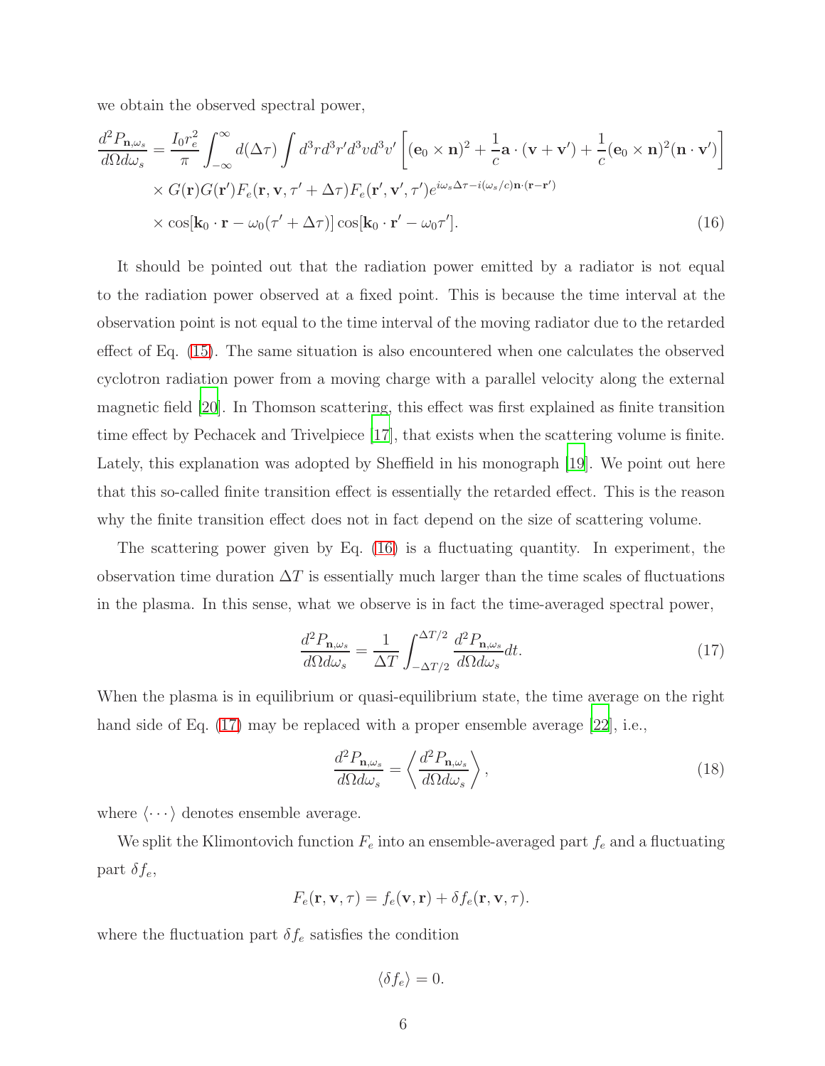we obtain the observed spectral power,

$$
\begin{aligned}
\frac{d^2P_{\mathbf{n},\omega_s}}{d\Omega d\omega_s} = \frac{I_0 r_e^2}{\pi}\int_{-\infty}^{\infty} d(\Delta\tau)\int d^3r d^3r' d^3v d^3v' \left[(\mathbf{e}_0\times\mathbf{n})^2 + \frac{1}{c}\mathbf{a}\cdot(\mathbf{v}+\mathbf{v}') + \frac{1}{c}(\mathbf{e}_0\times\mathbf{n})^2(\mathbf{n}\cdot\mathbf{v}')\right] \\
\times G(\mathbf{r})G(\mathbf{r}')F_e(\mathbf{r},\mathbf{v},\tau'+\Delta\tau)F_e(\mathbf{r}',\mathbf{v}',\tau')e^{i\omega_s\Delta\tau - i(\omega_s/c)\mathbf{n}\cdot(\mathbf{r}-\mathbf{r}')} \\
\times \cos[\mathbf{k}_0\cdot\mathbf{r} - \omega_0(\tau'+\Delta\tau)]\cos[\mathbf{k}_0\cdot\mathbf{r}' - \omega_0\tau']. \qquad (16)
\end{aligned}
$$

It should be pointed out that the radiation power emitted by a radiator is not equal to the radiation power observed at a fixed point. This is because the time interval at the observation point is not equal to the time interval of the moving radiator due to the retarded effect of Eq. (15). The same situation is also encountered when one calculates the observed cyclotron radiation power from a moving charge with a parallel velocity along the external magnetic field [20]. In Thomson scattering, this effect was first explained as finite transition time effect by Pechacek and Trivelpiece [17], that exists when the scattering volume is finite. Lately, this explanation was adopted by Sheffield in his monograph [19]. We point out here that this so-called finite transition effect is essentially the retarded effect. This is the reason why the finite transition effect does not in fact depend on the size of scattering volume.

The scattering power given by Eq. (16) is a fluctuating quantity. In experiment, the observation time duration $\Delta T$ is essentially much larger than the time scales of fluctuations in the plasma. In this sense, what we observe is in fact the time-averaged spectral power,

$$
\frac{d^2P_{\mathbf{n},\omega_s}}{d\Omega d\omega_s} = \frac{1}{\Delta T}\int_{-\Delta T/2}^{\Delta T/2}\frac{d^2P_{\mathbf{n},\omega_s}}{d\Omega d\omega_s}dt. \qquad (17)
$$

When the plasma is in equilibrium or quasi-equilibrium state, the time average on the right hand side of Eq. (17) may be replaced with a proper ensemble average [22], i.e.,

$$
\frac{d^2P_{\mathbf{n},\omega_s}}{d\Omega d\omega_s} = \left\langle \frac{d^2P_{\mathbf{n},\omega_s}}{d\Omega d\omega_s}\right\rangle, \qquad (18)
$$

where $\langle\cdots\rangle$ denotes ensemble average.

We split the Klimontovich function $F_e$ into an ensemble-averaged part $f_e$ and a fluctuating part $\delta f_e$,

$$
F_e(\mathbf{r},\mathbf{v},\tau) = f_e(\mathbf{v},\mathbf{r}) + \delta f_e(\mathbf{r},\mathbf{v},\tau).
$$

where the fluctuation part $\delta f_e$ satisfies the condition

$$
\langle \delta f_e\rangle = 0.
$$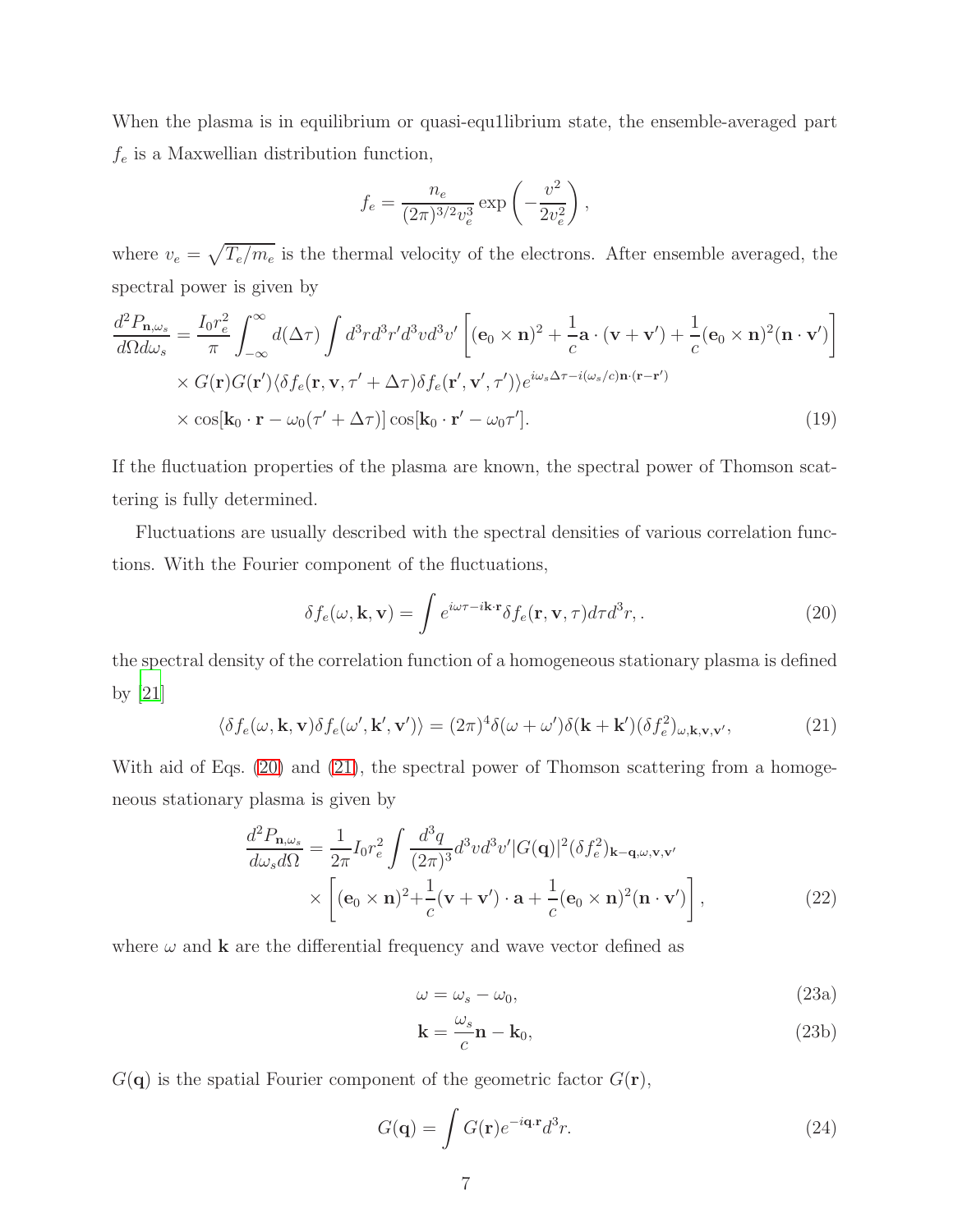When the plasma is in equilibrium or quasi-equ1librium state, the ensemble-averaged part $f_e$ is a Maxwellian distribution function,

$$f_e = \frac{n_e}{(2\pi)^{3/2} v_e^3} \exp\left(-\frac{v^2}{2v_e^2}\right),$$

where $v_e = \sqrt{T_e/m_e}$ is the thermal velocity of the electrons. After ensemble averaged, the spectral power is given by

$$\begin{aligned}
\frac{d^2 P_{\mathbf{n},\omega_s}}{d\Omega d\omega_s} = \frac{I_0 r_e^2}{\pi} \int_{-\infty}^{\infty} d(\Delta\tau) \int d^3r d^3r' d^3v d^3v' \left[ (\mathbf{e}_0 \times \mathbf{n})^2 + \frac{1}{c}\mathbf{a}\cdot(\mathbf{v}+\mathbf{v}') + \frac{1}{c}(\mathbf{e}_0 \times \mathbf{n})^2 (\mathbf{n}\cdot\mathbf{v}') \right] \\
\times G(\mathbf{r}) G(\mathbf{r}') \langle \delta f_e(\mathbf{r}, \mathbf{v}, \tau' + \Delta\tau) \delta f_e(\mathbf{r}', \mathbf{v}', \tau') \rangle e^{i\omega_s \Delta\tau - i(\omega_s/c)\mathbf{n}\cdot(\mathbf{r}-\mathbf{r}')} \\
\times \cos[\mathbf{k}_0 \cdot \mathbf{r} - \omega_0(\tau' + \Delta\tau)] \cos[\mathbf{k}_0 \cdot \mathbf{r}' - \omega_0 \tau']. \qquad (19)
\end{aligned}$$

If the fluctuation properties of the plasma are known, the spectral power of Thomson scattering is fully determined.

Fluctuations are usually described with the spectral densities of various correlation functions. With the Fourier component of the fluctuations,

$$\delta f_e(\omega, \mathbf{k}, \mathbf{v}) = \int e^{i\omega\tau - i\mathbf{k}\cdot\mathbf{r}} \delta f_e(\mathbf{r}, \mathbf{v}, \tau) d\tau d^3r, . \qquad (20)$$

the spectral density of the correlation function of a homogeneous stationary plasma is defined by [21]

$$\langle \delta f_e(\omega, \mathbf{k}, \mathbf{v}) \delta f_e(\omega', \mathbf{k}', \mathbf{v}') \rangle = (2\pi)^4 \delta(\omega + \omega') \delta(\mathbf{k} + \mathbf{k}') (\delta f_e^2)_{\omega, \mathbf{k}, \mathbf{v}, \mathbf{v}'}, \qquad (21)$$

With aid of Eqs. (20) and (21), the spectral power of Thomson scattering from a homogeneous stationary plasma is given by

$$\begin{aligned}
\frac{d^2 P_{\mathbf{n},\omega_s}}{d\omega_s d\Omega} = \frac{1}{2\pi} I_0 r_e^2 \int \frac{d^3q}{(2\pi)^3} d^3v d^3v' |G(\mathbf{q})|^2 (\delta f_e^2)_{\mathbf{k}-\mathbf{q}, \omega, \mathbf{v}, \mathbf{v}'} \\
\times \left[ (\mathbf{e}_0 \times \mathbf{n})^2 + \frac{1}{c}(\mathbf{v}+\mathbf{v}')\cdot\mathbf{a} + \frac{1}{c}(\mathbf{e}_0 \times \mathbf{n})^2 (\mathbf{n}\cdot\mathbf{v}') \right], \qquad (22)
\end{aligned}$$

where $\omega$ and $\mathbf{k}$ are the differential frequency and wave vector defined as

$$\omega = \omega_s - \omega_0, \qquad (23a)$$

$$\mathbf{k} = \frac{\omega_s}{c}\mathbf{n} - \mathbf{k}_0, \qquad (23b)$$

$G(\mathbf{q})$ is the spatial Fourier component of the geometric factor $G(\mathbf{r})$,

$$G(\mathbf{q}) = \int G(\mathbf{r}) e^{-i\mathbf{q}\cdot\mathbf{r}} d^3r. \qquad (24)$$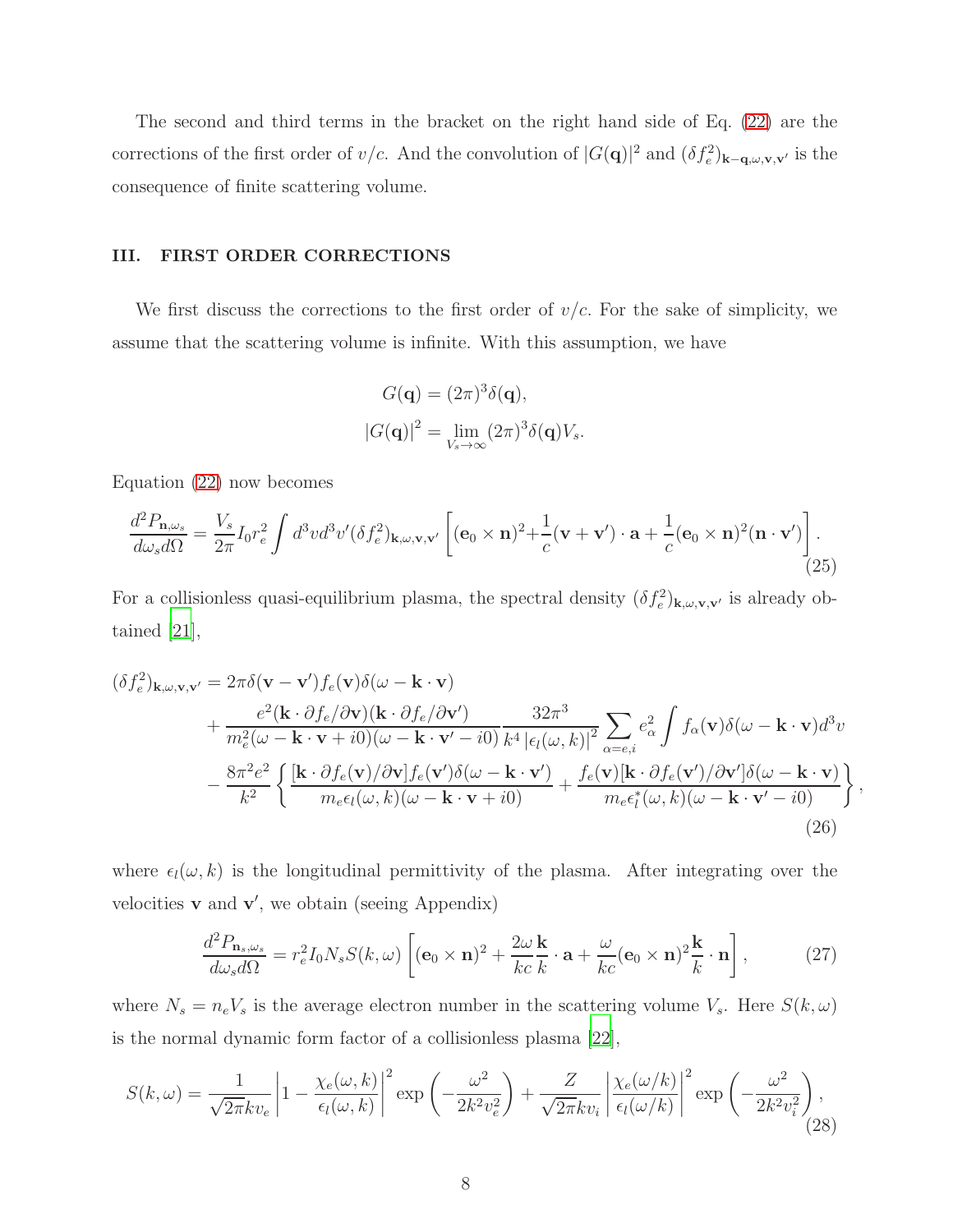The second and third terms in the bracket on the right hand side of Eq. (22) are the corrections of the first order of $v/c$. And the convolution of $|G(\mathbf{q})|^2$ and $(\delta f_e^2)_{\mathbf{k}-\mathbf{q},\omega,\mathbf{v},\mathbf{v}'}$ is the consequence of finite scattering volume.

## III. FIRST ORDER CORRECTIONS

We first discuss the corrections to the first order of $v/c$. For the sake of simplicity, we assume that the scattering volume is infinite. With this assumption, we have

$$G(\mathbf{q}) = (2\pi)^3\delta(\mathbf{q}),$$
$$|G(\mathbf{q})|^2 = \lim_{V_s\to\infty}(2\pi)^3\delta(\mathbf{q})V_s.$$

Equation (22) now becomes

$$\frac{d^2P_{\mathbf{n},\omega_s}}{d\omega_s d\Omega} = \frac{V_s}{2\pi}I_0 r_e^2 \int d^3v d^3v' (\delta f_e^2)_{\mathbf{k},\omega,\mathbf{v},\mathbf{v}'}\left[(\mathbf{e}_0\times\mathbf{n})^2 + \frac{1}{c}(\mathbf{v}+\mathbf{v}')\cdot\mathbf{a} + \frac{1}{c}(\mathbf{e}_0\times\mathbf{n})^2(\mathbf{n}\cdot\mathbf{v}')\right]. \tag{25}$$

For a collisionless quasi-equilibrium plasma, the spectral density $(\delta f_e^2)_{\mathbf{k},\omega,\mathbf{v},\mathbf{v}'}$ is already obtained [21],

$$\begin{aligned}
(\delta f_e^2)_{\mathbf{k},\omega,\mathbf{v},\mathbf{v}'} &= 2\pi\delta(\mathbf{v}-\mathbf{v}')f_e(\mathbf{v})\delta(\omega-\mathbf{k}\cdot\mathbf{v}) \\
&+ \frac{e^2(\mathbf{k}\cdot\partial f_e/\partial\mathbf{v})(\mathbf{k}\cdot\partial f_e/\partial\mathbf{v}')}{m_e^2(\omega-\mathbf{k}\cdot\mathbf{v}+i0)(\omega-\mathbf{k}\cdot\mathbf{v}'-i0)}\frac{32\pi^3}{k^4|\epsilon_l(\omega,k)|^2}\sum_{\alpha=e,i}e_\alpha^2\int f_\alpha(\mathbf{v})\delta(\omega-\mathbf{k}\cdot\mathbf{v})d^3v \\
&- \frac{8\pi^2e^2}{k^2}\left\{\frac{[\mathbf{k}\cdot\partial f_e(\mathbf{v})/\partial\mathbf{v}]f_e(\mathbf{v}')\delta(\omega-\mathbf{k}\cdot\mathbf{v}')}{m_e\epsilon_l(\omega,k)(\omega-\mathbf{k}\cdot\mathbf{v}+i0)} + \frac{f_e(\mathbf{v})[\mathbf{k}\cdot\partial f_e(\mathbf{v}')/\partial\mathbf{v}']\delta(\omega-\mathbf{k}\cdot\mathbf{v})}{m_e\epsilon_l^*(\omega,k)(\omega-\mathbf{k}\cdot\mathbf{v}'-i0)}\right\},
\end{aligned} \tag{26}$$

where $\epsilon_l(\omega,k)$ is the longitudinal permittivity of the plasma. After integrating over the velocities $\mathbf{v}$ and $\mathbf{v}'$, we obtain (seeing Appendix)

$$\frac{d^2P_{\mathbf{n}_s,\omega_s}}{d\omega_s d\Omega} = r_e^2 I_0 N_s S(k,\omega)\left[(\mathbf{e}_0\times\mathbf{n})^2 + \frac{2\omega}{kc}\frac{\mathbf{k}}{k}\cdot\mathbf{a} + \frac{\omega}{kc}(\mathbf{e}_0\times\mathbf{n})^2\frac{\mathbf{k}}{k}\cdot\mathbf{n}\right], \tag{27}$$

where $N_s = n_e V_s$ is the average electron number in the scattering volume $V_s$. Here $S(k,\omega)$ is the normal dynamic form factor of a collisionless plasma [22],

$$S(k,\omega) = \frac{1}{\sqrt{2\pi}kv_e}\left|1-\frac{\chi_e(\omega,k)}{\epsilon_l(\omega,k)}\right|^2\exp\left(-\frac{\omega^2}{2k^2v_e^2}\right) + \frac{Z}{\sqrt{2\pi}kv_i}\left|\frac{\chi_e(\omega/k)}{\epsilon_l(\omega/k)}\right|^2\exp\left(-\frac{\omega^2}{2k^2v_i^2}\right), \tag{28}$$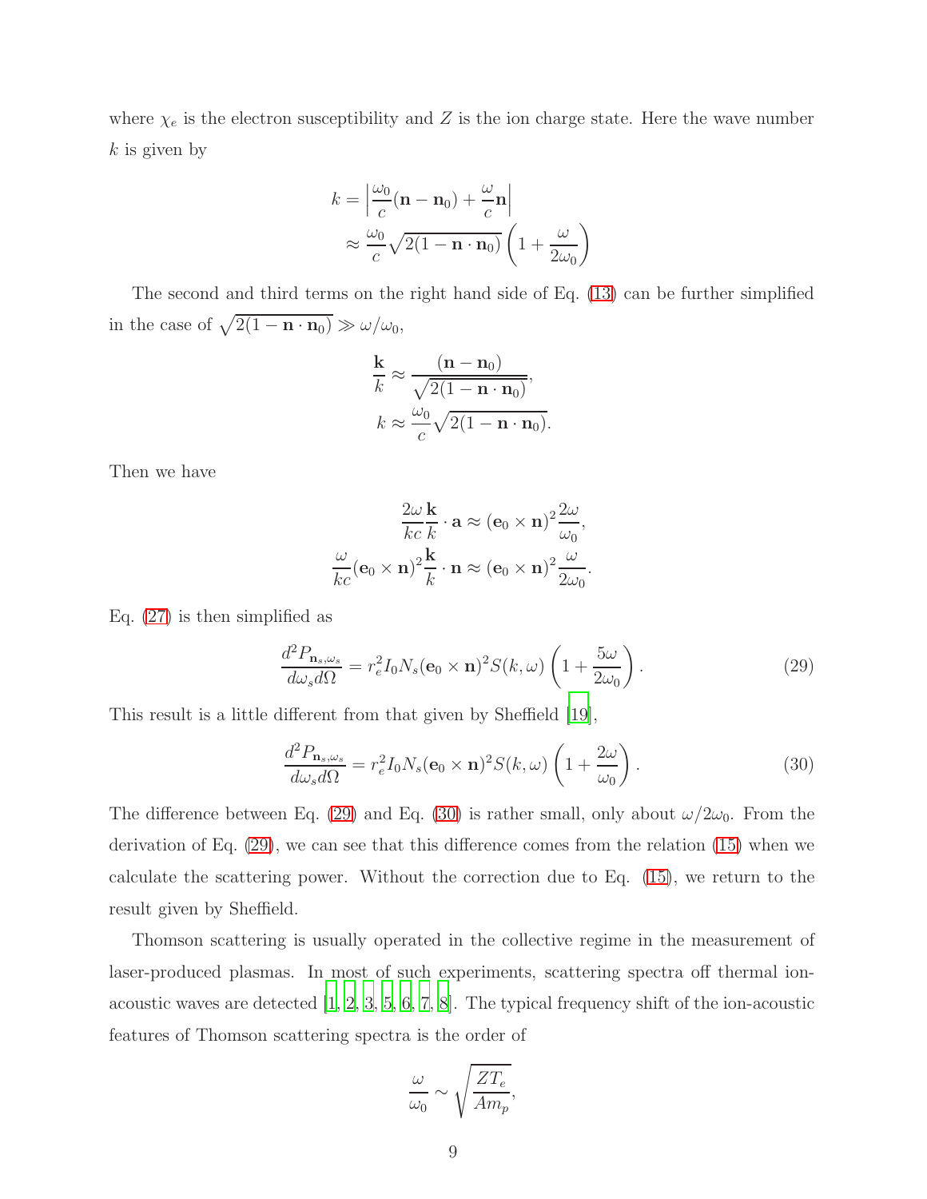where $\chi_e$ is the electron susceptibility and $Z$ is the ion charge state. Here the wave number $k$ is given by

$$
\begin{aligned}
k &= \left| \frac{\omega_0}{c}(\mathbf{n} - \mathbf{n}_0) + \frac{\omega}{c}\mathbf{n} \right| \\
&\approx \frac{\omega_0}{c}\sqrt{2(1 - \mathbf{n}\cdot\mathbf{n}_0)}\left(1 + \frac{\omega}{2\omega_0}\right)
\end{aligned}
$$

The second and third terms on the right hand side of Eq. (13) can be further simplified in the case of $\sqrt{2(1 - \mathbf{n}\cdot\mathbf{n}_0)} \gg \omega/\omega_0$,

$$
\begin{aligned}
\frac{\mathbf{k}}{k} &\approx \frac{(\mathbf{n} - \mathbf{n}_0)}{\sqrt{2(1 - \mathbf{n}\cdot\mathbf{n}_0)}}, \\
k &\approx \frac{\omega_0}{c}\sqrt{2(1 - \mathbf{n}\cdot\mathbf{n}_0)}.
\end{aligned}
$$

Then we have

$$
\begin{aligned}
\frac{2\omega}{kc}\frac{\mathbf{k}}{k}\cdot\mathbf{a} &\approx (\mathbf{e}_0 \times \mathbf{n})^2 \frac{2\omega}{\omega_0}, \\
\frac{\omega}{kc}(\mathbf{e}_0 \times \mathbf{n})^2 \frac{\mathbf{k}}{k}\cdot\mathbf{n} &\approx (\mathbf{e}_0 \times \mathbf{n})^2 \frac{\omega}{2\omega_0}.
\end{aligned}
$$

Eq. (27) is then simplified as

$$
\frac{d^2 P_{\mathbf{n}_s,\omega_s}}{d\omega_s d\Omega} = r_e^2 I_0 N_s (\mathbf{e}_0 \times \mathbf{n})^2 S(k,\omega)\left(1 + \frac{5\omega}{2\omega_0}\right). \tag{29}
$$

This result is a little different from that given by Sheffield [19],

$$
\frac{d^2 P_{\mathbf{n}_s,\omega_s}}{d\omega_s d\Omega} = r_e^2 I_0 N_s (\mathbf{e}_0 \times \mathbf{n})^2 S(k,\omega)\left(1 + \frac{2\omega}{\omega_0}\right). \tag{30}
$$

The difference between Eq. (29) and Eq. (30) is rather small, only about $\omega/2\omega_0$. From the derivation of Eq. (29), we can see that this difference comes from the relation (15) when we calculate the scattering power. Without the correction due to Eq. (15), we return to the result given by Sheffield.

Thomson scattering is usually operated in the collective regime in the measurement of laser-produced plasmas. In most of such experiments, scattering spectra off thermal ion-acoustic waves are detected [1, 2, 3, 5, 6, 7, 8]. The typical frequency shift of the ion-acoustic features of Thomson scattering spectra is the order of

$$
\frac{\omega}{\omega_0} \sim \sqrt{\frac{ZT_e}{Am_p}},
$$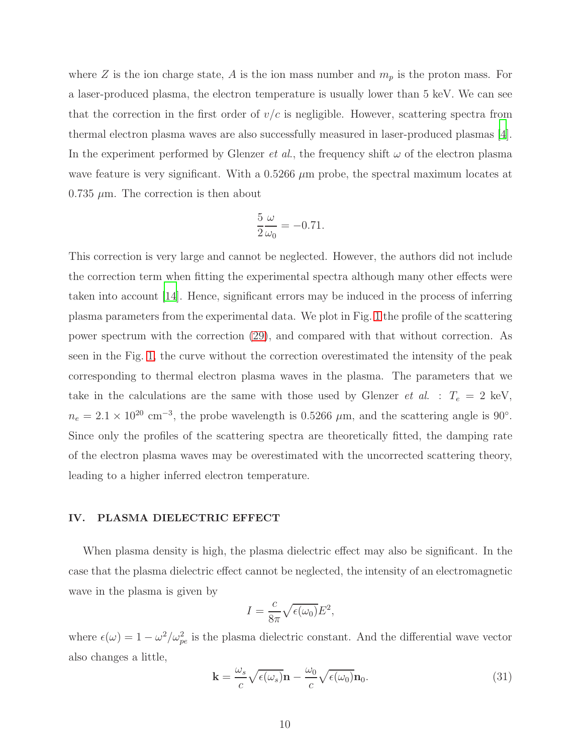where $Z$ is the ion charge state, $A$ is the ion mass number and $m_p$ is the proton mass. For a laser-produced plasma, the electron temperature is usually lower than 5 keV. We can see that the correction in the first order of $v/c$ is negligible. However, scattering spectra from thermal electron plasma waves are also successfully measured in laser-produced plasmas [4]. In the experiment performed by Glenzer *et al.*, the frequency shift $\omega$ of the electron plasma wave feature is very significant. With a 0.5266 $\mu$m probe, the spectral maximum locates at 0.735 $\mu$m. The correction is then about

$$\frac{5}{2}\frac{\omega}{\omega_0} = -0.71.$$

This correction is very large and cannot be neglected. However, the authors did not include the correction term when fitting the experimental spectra although many other effects were taken into account [14]. Hence, significant errors may be induced in the process of inferring plasma parameters from the experimental data. We plot in Fig. 1 the profile of the scattering power spectrum with the correction (29), and compared with that without correction. As seen in the Fig. 1, the curve without the correction overestimated the intensity of the peak corresponding to thermal electron plasma waves in the plasma. The parameters that we take in the calculations are the same with those used by Glenzer *et al.* : $T_e = 2$ keV, $n_e = 2.1 \times 10^{20}$ cm$^{-3}$, the probe wavelength is 0.5266 $\mu$m, and the scattering angle is 90°. Since only the profiles of the scattering spectra are theoretically fitted, the damping rate of the electron plasma waves may be overestimated with the uncorrected scattering theory, leading to a higher inferred electron temperature.

## IV. PLASMA DIELECTRIC EFFECT

When plasma density is high, the plasma dielectric effect may also be significant. In the case that the plasma dielectric effect cannot be neglected, the intensity of an electromagnetic wave in the plasma is given by

$$I = \frac{c}{8\pi}\sqrt{\epsilon(\omega_0)}E^2,$$

where $\epsilon(\omega) = 1 - \omega^2/\omega_{pe}^2$ is the plasma dielectric constant. And the differential wave vector also changes a little,

$$\mathbf{k} = \frac{\omega_s}{c}\sqrt{\epsilon(\omega_s)}\mathbf{n} - \frac{\omega_0}{c}\sqrt{\epsilon(\omega_0)}\mathbf{n}_0. \tag{31}$$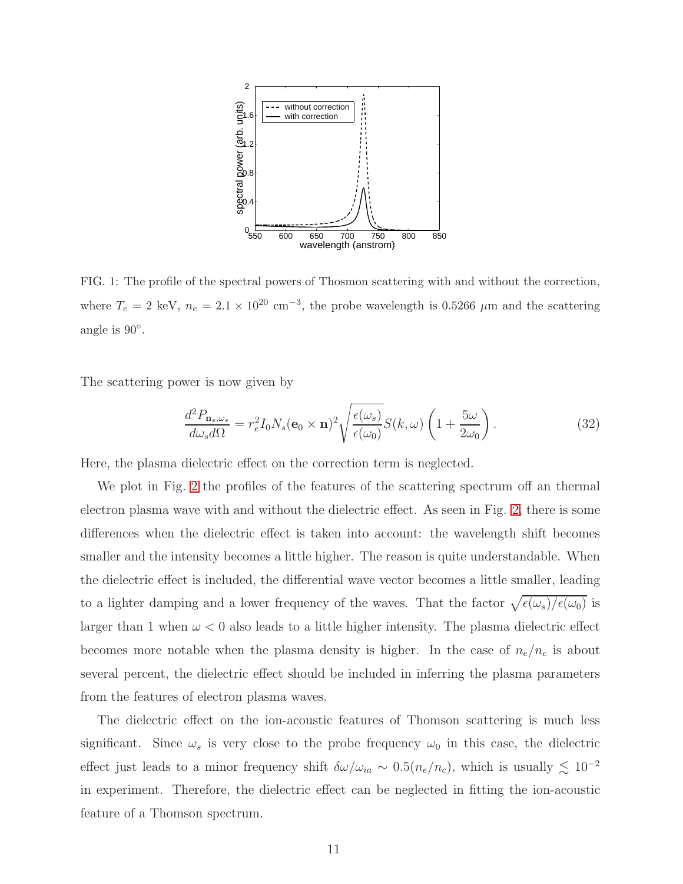FIG. 1: The profile of the spectral powers of Thosmon scattering with and without the correction, where $T_e = 2$ keV, $n_e = 2.1 \times 10^{20}$ cm$^{-3}$, the probe wavelength is 0.5266 $\mu$m and the scattering angle is $90°$.

The scattering power is now given by

$$\frac{d^2 P_{\mathbf{n}_s,\omega_s}}{d\omega_s d\Omega} = r_e^2 I_0 N_s (\mathbf{e}_0 \times \mathbf{n})^2 \sqrt{\frac{\epsilon(\omega_s)}{\epsilon(\omega_0)}} S(k,\omega) \left(1 + \frac{5\omega}{2\omega_0}\right). \tag{32}$$

Here, the plasma dielectric effect on the correction term is neglected.

We plot in Fig. 2 the profiles of the features of the scattering spectrum off an thermal electron plasma wave with and without the dielectric effect. As seen in Fig. 2, there is some differences when the dielectric effect is taken into account: the wavelength shift becomes smaller and the intensity becomes a little higher. The reason is quite understandable. When the dielectric effect is included, the differential wave vector becomes a little smaller, leading to a lighter damping and a lower frequency of the waves. That the factor $\sqrt{\epsilon(\omega_s)/\epsilon(\omega_0)}$ is larger than 1 when $\omega < 0$ also leads to a little higher intensity. The plasma dielectric effect becomes more notable when the plasma density is higher. In the case of $n_e/n_c$ is about several percent, the dielectric effect should be included in inferring the plasma parameters from the features of electron plasma waves.

The dielectric effect on the ion-acoustic features of Thomson scattering is much less significant. Since $\omega_s$ is very close to the probe frequency $\omega_0$ in this case, the dielectric effect just leads to a minor frequency shift $\delta\omega/\omega_{ia} \sim 0.5(n_e/n_c)$, which is usually $\lesssim 10^{-2}$ in experiment. Therefore, the dielectric effect can be neglected in fitting the ion-acoustic feature of a Thomson spectrum.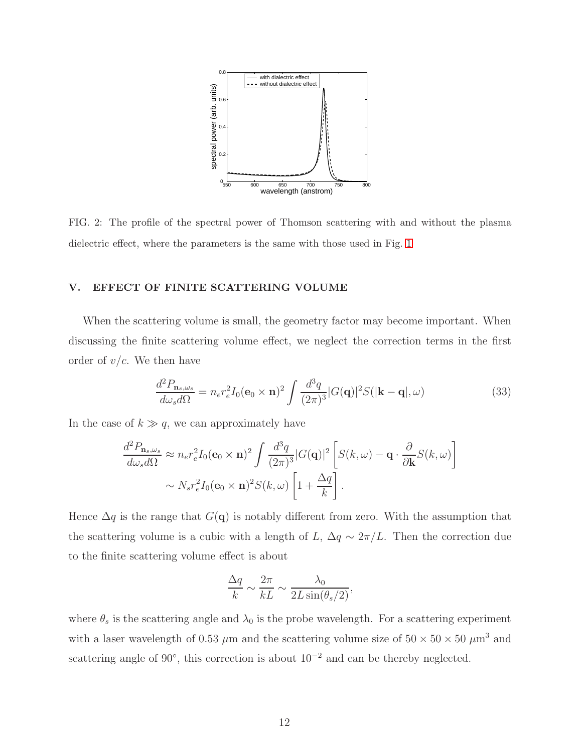FIG. 2: The profile of the spectral power of Thomson scattering with and without the plasma dielectric effect, where the parameters is the same with those used in Fig. 1

## V. EFFECT OF FINITE SCATTERING VOLUME

When the scattering volume is small, the geometry factor may become important. When discussing the finite scattering volume effect, we neglect the correction terms in the first order of $v/c$. We then have

$$\frac{d^2 P_{\mathbf{n}_s,\omega_s}}{d\omega_s d\Omega} = n_e r_e^2 I_0 (\mathbf{e}_0 \times \mathbf{n})^2 \int \frac{d^3 q}{(2\pi)^3} |G(\mathbf{q})|^2 S(|\mathbf{k}-\mathbf{q}|,\omega) \tag{33}$$

In the case of $k \gg q$, we can approximately have

$$\begin{aligned}
\frac{d^2 P_{\mathbf{n}_s,\omega_s}}{d\omega_s d\Omega} &\approx n_e r_e^2 I_0 (\mathbf{e}_0 \times \mathbf{n})^2 \int \frac{d^3 q}{(2\pi)^3} |G(\mathbf{q})|^2 \left[ S(k,\omega) - \mathbf{q} \cdot \frac{\partial}{\partial \mathbf{k}} S(k,\omega) \right] \\
&\sim N_s r_e^2 I_0 (\mathbf{e}_0 \times \mathbf{n})^2 S(k,\omega) \left[ 1 + \frac{\Delta q}{k} \right].
\end{aligned}$$

Hence $\Delta q$ is the range that $G(\mathbf{q})$ is notably different from zero. With the assumption that the scattering volume is a cubic with a length of $L$, $\Delta q \sim 2\pi/L$. Then the correction due to the finite scattering volume effect is about

$$\frac{\Delta q}{k} \sim \frac{2\pi}{kL} \sim \frac{\lambda_0}{2L\sin(\theta_s/2)},$$

where $\theta_s$ is the scattering angle and $\lambda_0$ is the probe wavelength. For a scattering experiment with a laser wavelength of 0.53 $\mu$m and the scattering volume size of $50 \times 50 \times 50$ $\mu\text{m}^3$ and scattering angle of 90°, this correction is about $10^{-2}$ and can be thereby neglected.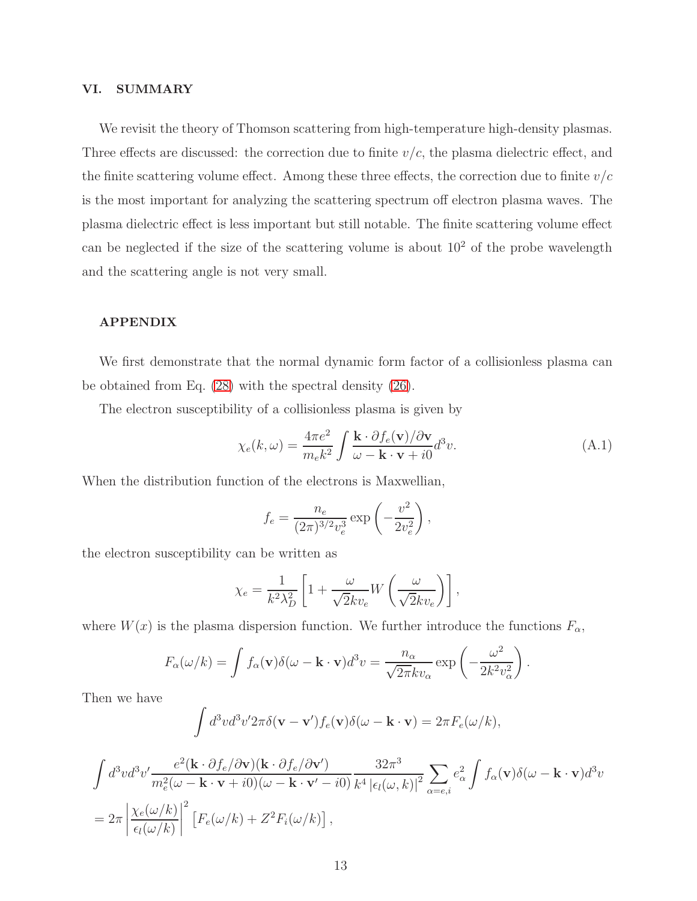## VI. SUMMARY

We revisit the theory of Thomson scattering from high-temperature high-density plasmas. Three effects are discussed: the correction due to finite $v/c$, the plasma dielectric effect, and the finite scattering volume effect. Among these three effects, the correction due to finite $v/c$ is the most important for analyzing the scattering spectrum off electron plasma waves. The plasma dielectric effect is less important but still notable. The finite scattering volume effect can be neglected if the size of the scattering volume is about $10^2$ of the probe wavelength and the scattering angle is not very small.

## APPENDIX

We first demonstrate that the normal dynamic form factor of a collisionless plasma can be obtained from Eq. (28) with the spectral density (26).

The electron susceptibility of a collisionless plasma is given by

$$\chi_e(k,\omega) = \frac{4\pi e^2}{m_e k^2} \int \frac{\mathbf{k}\cdot\partial f_e(\mathbf{v})/\partial\mathbf{v}}{\omega - \mathbf{k}\cdot\mathbf{v} + i0} d^3v. \tag{A.1}$$

When the distribution function of the electrons is Maxwellian,

$$f_e = \frac{n_e}{(2\pi)^{3/2} v_e^3} \exp\left(-\frac{v^2}{2v_e^2}\right),$$

the electron susceptibility can be written as

$$\chi_e = \frac{1}{k^2\lambda_D^2}\left[1 + \frac{\omega}{\sqrt{2}kv_e} W\left(\frac{\omega}{\sqrt{2}kv_e}\right)\right],$$

where $W(x)$ is the plasma dispersion function. We further introduce the functions $F_\alpha$,

$$F_\alpha(\omega/k) = \int f_\alpha(\mathbf{v})\delta(\omega - \mathbf{k}\cdot\mathbf{v})d^3v = \frac{n_\alpha}{\sqrt{2\pi}kv_\alpha}\exp\left(-\frac{\omega^2}{2k^2v_\alpha^2}\right).$$

Then we have

$$\int d^3v d^3v' 2\pi\delta(\mathbf{v}-\mathbf{v}')f_e(\mathbf{v})\delta(\omega - \mathbf{k}\cdot\mathbf{v}) = 2\pi F_e(\omega/k),$$

$$\int d^3v d^3v' \frac{e^2(\mathbf{k}\cdot\partial f_e/\partial\mathbf{v})(\mathbf{k}\cdot\partial f_e/\partial\mathbf{v}')}{m_e^2(\omega - \mathbf{k}\cdot\mathbf{v}+i0)(\omega-\mathbf{k}\cdot\mathbf{v}'-i0)} \frac{32\pi^3}{k^4\left|\epsilon_l(\omega,k)\right|^2}\sum_{\alpha=e,i} e_\alpha^2 \int f_\alpha(\mathbf{v})\delta(\omega-\mathbf{k}\cdot\mathbf{v})d^3v$$
$$= 2\pi\left|\frac{\chi_e(\omega/k)}{\epsilon_l(\omega/k)}\right|^2\left[F_e(\omega/k) + Z^2F_i(\omega/k)\right],$$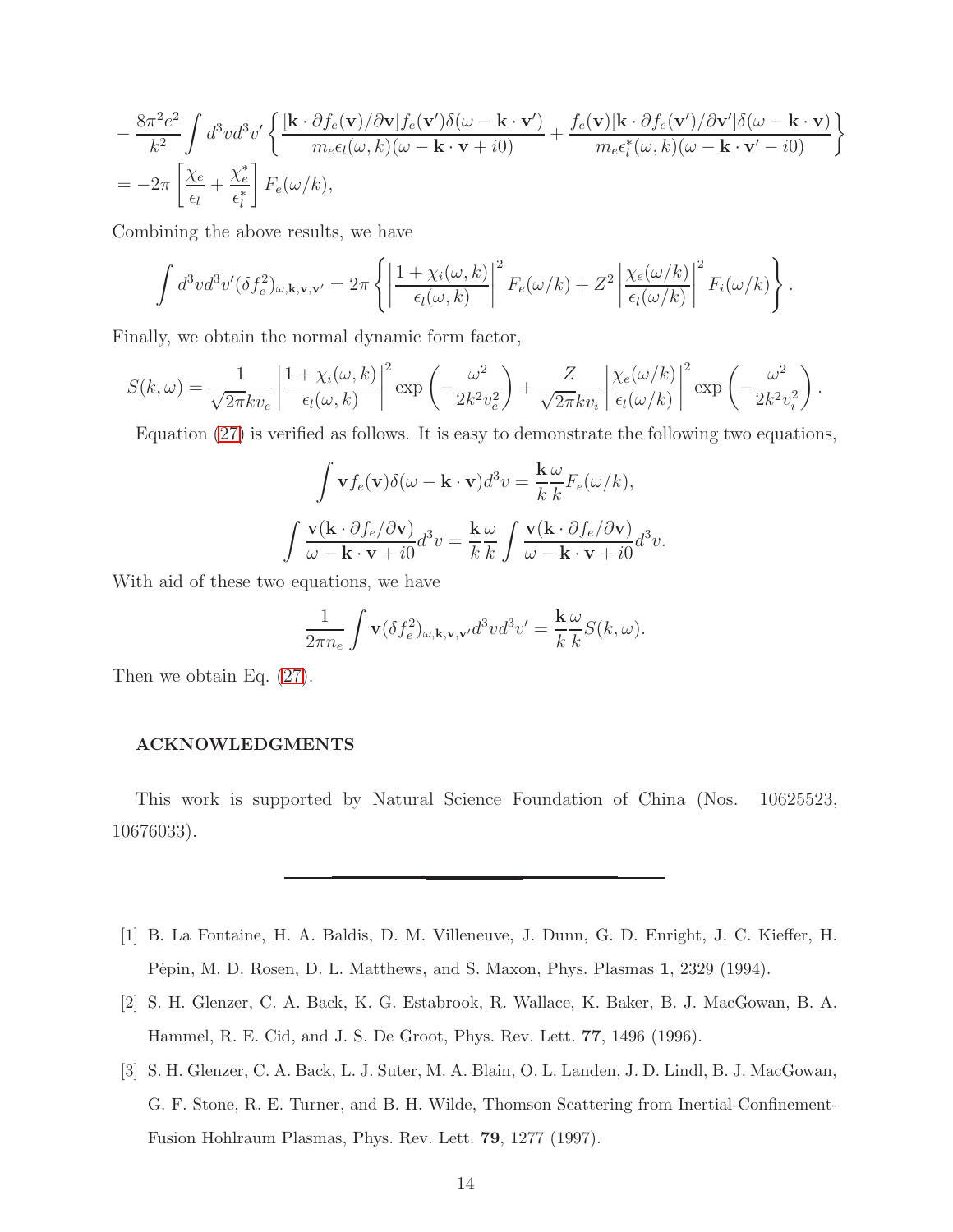$$
-\frac{8\pi^2 e^2}{k^2}\int d^3v d^3v' \left\{ \frac{[\mathbf{k}\cdot\partial f_e(\mathbf{v})/\partial\mathbf{v}] f_e(\mathbf{v}')\delta(\omega-\mathbf{k}\cdot\mathbf{v}')}{m_e\epsilon_l(\omega,k)(\omega-\mathbf{k}\cdot\mathbf{v}+i0)} + \frac{f_e(\mathbf{v})[\mathbf{k}\cdot\partial f_e(\mathbf{v}')/\partial\mathbf{v}']\delta(\omega-\mathbf{k}\cdot\mathbf{v})}{m_e\epsilon_l^*(\omega,k)(\omega-\mathbf{k}\cdot\mathbf{v}'-i0)} \right\}
$$
$$
= -2\pi \left[ \frac{\chi_e}{\epsilon_l} + \frac{\chi_e^*}{\epsilon_l^*} \right] F_e(\omega/k),
$$

Combining the above results, we have

$$
\int d^3v d^3v' (\delta f_e^2)_{\omega,\mathbf{k},\mathbf{v},\mathbf{v}'} = 2\pi \left\{ \left| \frac{1+\chi_i(\omega,k)}{\epsilon_l(\omega,k)} \right|^2 F_e(\omega/k) + Z^2 \left| \frac{\chi_e(\omega/k)}{\epsilon_l(\omega/k)} \right|^2 F_i(\omega/k) \right\}.
$$

Finally, we obtain the normal dynamic form factor,

$$
S(k,\omega) = \frac{1}{\sqrt{2\pi} k v_e} \left| \frac{1+\chi_i(\omega,k)}{\epsilon_l(\omega,k)} \right|^2 \exp\left( -\frac{\omega^2}{2k^2 v_e^2} \right) + \frac{Z}{\sqrt{2\pi} k v_i} \left| \frac{\chi_e(\omega/k)}{\epsilon_l(\omega/k)} \right|^2 \exp\left( -\frac{\omega^2}{2k^2 v_i^2} \right).
$$

Equation (27) is verified as follows. It is easy to demonstrate the following two equations,

$$
\int \mathbf{v} f_e(\mathbf{v}) \delta(\omega - \mathbf{k}\cdot\mathbf{v}) d^3v = \frac{\mathbf{k}}{k}\frac{\omega}{k} F_e(\omega/k),
$$
$$
\int \frac{\mathbf{v}(\mathbf{k}\cdot\partial f_e/\partial\mathbf{v})}{\omega - \mathbf{k}\cdot\mathbf{v} + i0} d^3v = \frac{\mathbf{k}}{k}\frac{\omega}{k} \int \frac{\mathbf{v}(\mathbf{k}\cdot\partial f_e/\partial\mathbf{v})}{\omega - \mathbf{k}\cdot\mathbf{v} + i0} d^3v.
$$

With aid of these two equations, we have

$$
\frac{1}{2\pi n_e} \int \mathbf{v} (\delta f_e^2)_{\omega,\mathbf{k},\mathbf{v},\mathbf{v}'} d^3v d^3v' = \frac{\mathbf{k}}{k}\frac{\omega}{k} S(k,\omega).
$$

Then we obtain Eq. (27).

## ACKNOWLEDGMENTS

This work is supported by Natural Science Foundation of China (Nos. 10625523, 10676033).

---

[1] B. La Fontaine, H. A. Baldis, D. M. Villeneuve, J. Dunn, G. D. Enright, J. C. Kieffer, H. Pėpin, M. D. Rosen, D. L. Matthews, and S. Maxon, Phys. Plasmas **1**, 2329 (1994).

[2] S. H. Glenzer, C. A. Back, K. G. Estabrook, R. Wallace, K. Baker, B. J. MacGowan, B. A. Hammel, R. E. Cid, and J. S. De Groot, Phys. Rev. Lett. **77**, 1496 (1996).

[3] S. H. Glenzer, C. A. Back, L. J. Suter, M. A. Blain, O. L. Landen, J. D. Lindl, B. J. MacGowan, G. F. Stone, R. E. Turner, and B. H. Wilde, Thomson Scattering from Inertial-Confinement-Fusion Hohlraum Plasmas, Phys. Rev. Lett. **79**, 1277 (1997).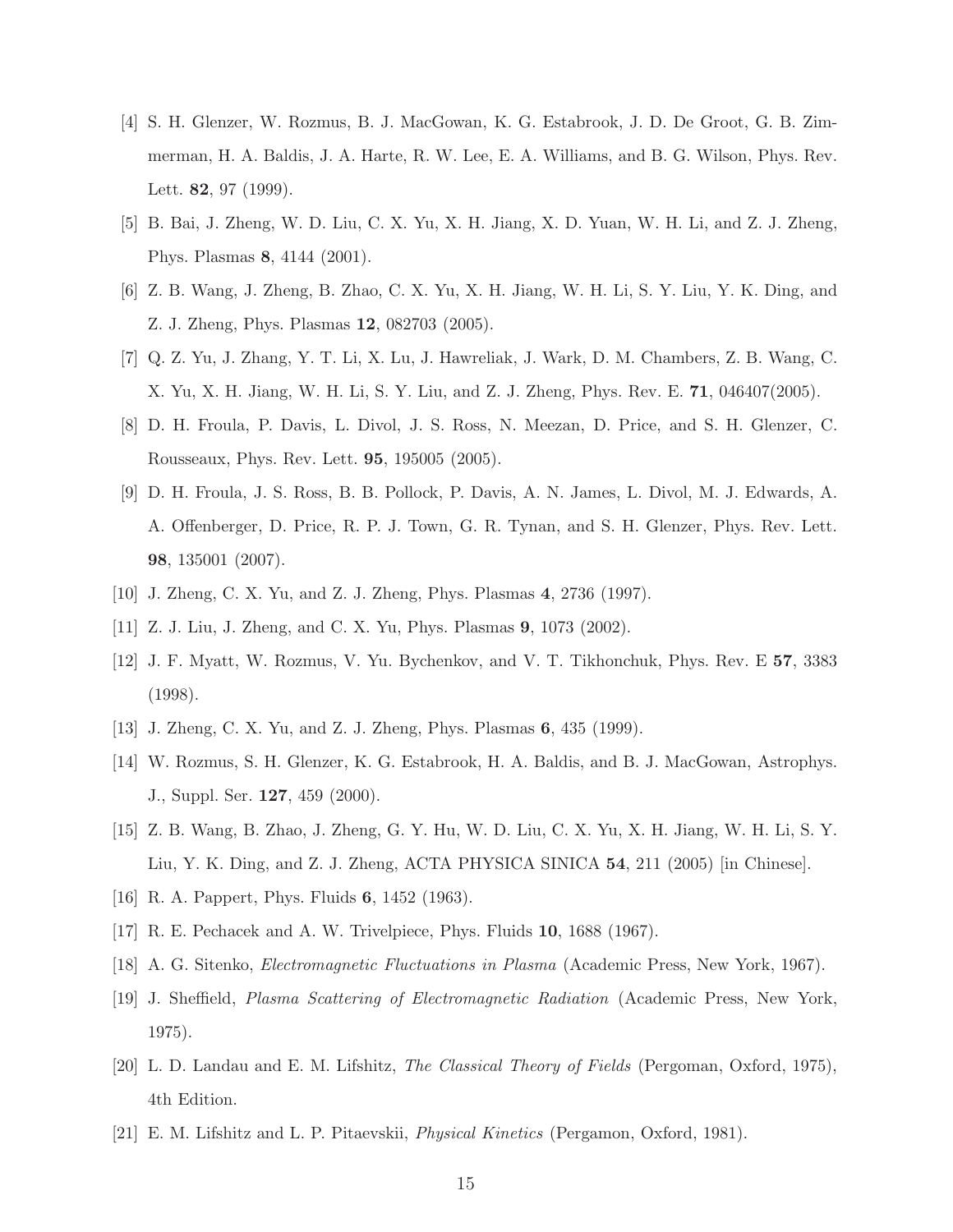[4] S. H. Glenzer, W. Rozmus, B. J. MacGowan, K. G. Estabrook, J. D. De Groot, G. B. Zimmerman, H. A. Baldis, J. A. Harte, R. W. Lee, E. A. Williams, and B. G. Wilson, Phys. Rev. Lett. **82**, 97 (1999).

[5] B. Bai, J. Zheng, W. D. Liu, C. X. Yu, X. H. Jiang, X. D. Yuan, W. H. Li, and Z. J. Zheng, Phys. Plasmas **8**, 4144 (2001).

[6] Z. B. Wang, J. Zheng, B. Zhao, C. X. Yu, X. H. Jiang, W. H. Li, S. Y. Liu, Y. K. Ding, and Z. J. Zheng, Phys. Plasmas **12**, 082703 (2005).

[7] Q. Z. Yu, J. Zhang, Y. T. Li, X. Lu, J. Hawreliak, J. Wark, D. M. Chambers, Z. B. Wang, C. X. Yu, X. H. Jiang, W. H. Li, S. Y. Liu, and Z. J. Zheng, Phys. Rev. E. **71**, 046407(2005).

[8] D. H. Froula, P. Davis, L. Divol, J. S. Ross, N. Meezan, D. Price, and S. H. Glenzer, C. Rousseaux, Phys. Rev. Lett. **95**, 195005 (2005).

[9] D. H. Froula, J. S. Ross, B. B. Pollock, P. Davis, A. N. James, L. Divol, M. J. Edwards, A. A. Offenberger, D. Price, R. P. J. Town, G. R. Tynan, and S. H. Glenzer, Phys. Rev. Lett. **98**, 135001 (2007).

[10] J. Zheng, C. X. Yu, and Z. J. Zheng, Phys. Plasmas **4**, 2736 (1997).

[11] Z. J. Liu, J. Zheng, and C. X. Yu, Phys. Plasmas **9**, 1073 (2002).

[12] J. F. Myatt, W. Rozmus, V. Yu. Bychenkov, and V. T. Tikhonchuk, Phys. Rev. E **57**, 3383 (1998).

[13] J. Zheng, C. X. Yu, and Z. J. Zheng, Phys. Plasmas **6**, 435 (1999).

[14] W. Rozmus, S. H. Glenzer, K. G. Estabrook, H. A. Baldis, and B. J. MacGowan, Astrophys. J., Suppl. Ser. **127**, 459 (2000).

[15] Z. B. Wang, B. Zhao, J. Zheng, G. Y. Hu, W. D. Liu, C. X. Yu, X. H. Jiang, W. H. Li, S. Y. Liu, Y. K. Ding, and Z. J. Zheng, ACTA PHYSICA SINICA **54**, 211 (2005) [in Chinese].

[16] R. A. Pappert, Phys. Fluids **6**, 1452 (1963).

[17] R. E. Pechacek and A. W. Trivelpiece, Phys. Fluids **10**, 1688 (1967).

[18] A. G. Sitenko, *Electromagnetic Fluctuations in Plasma* (Academic Press, New York, 1967).

[19] J. Sheffield, *Plasma Scattering of Electromagnetic Radiation* (Academic Press, New York, 1975).

[20] L. D. Landau and E. M. Lifshitz, *The Classical Theory of Fields* (Pergoman, Oxford, 1975), 4th Edition.

[21] E. M. Lifshitz and L. P. Pitaevskii, *Physical Kinetics* (Pergamon, Oxford, 1981).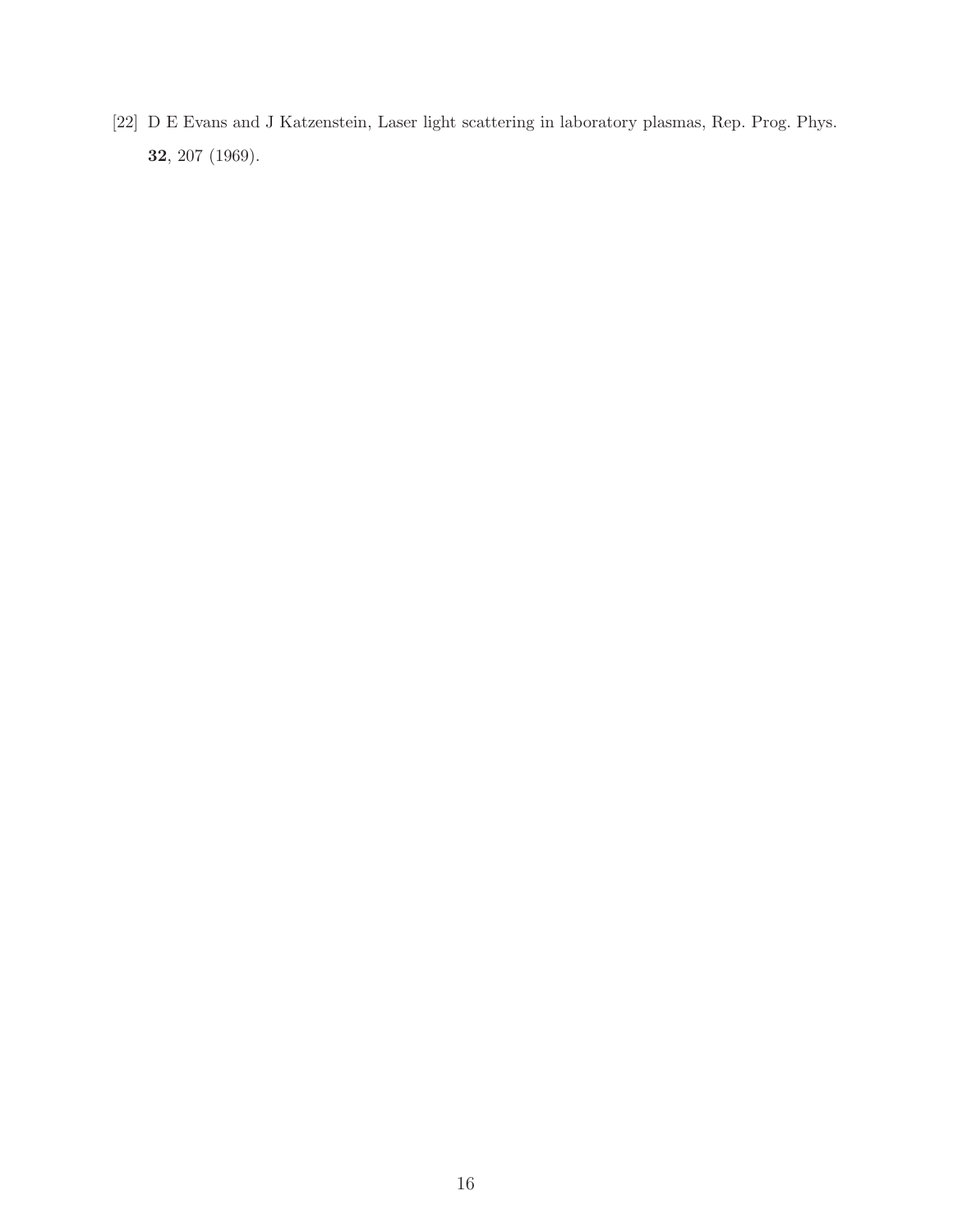[22] D E Evans and J Katzenstein, Laser light scattering in laboratory plasmas, Rep. Prog. Phys. **32**, 207 (1969).